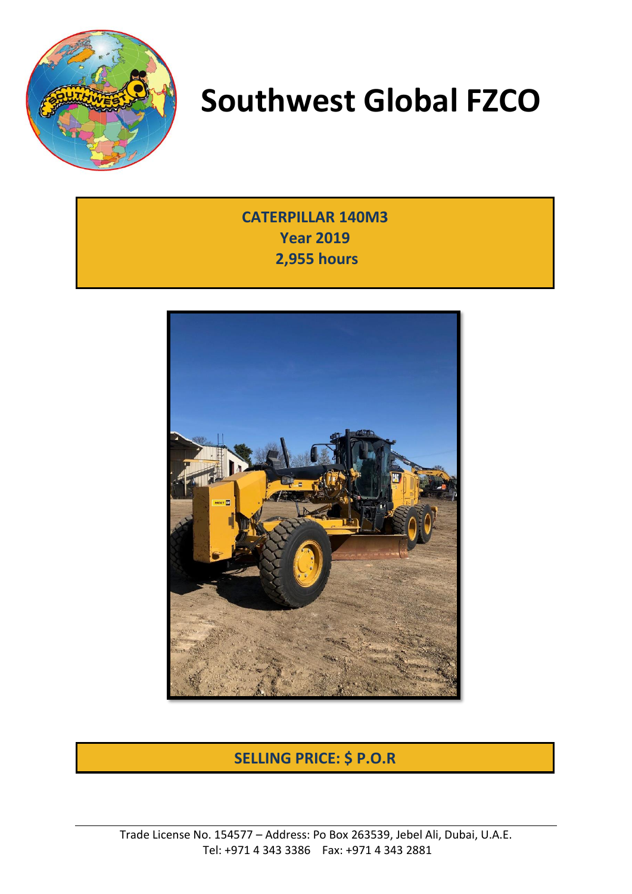# Southwest Global FZCO

**CATERPILLAR 140M3**
**Year 2019**
**2,955 hours**

**SELLING PRICE: $ P.O.R**

Trade License No. 154577 – Address: Po Box 263539, Jebel Ali, Dubai, U.A.E.
Tel: +971 4 343 3386 Fax: +971 4 343 2881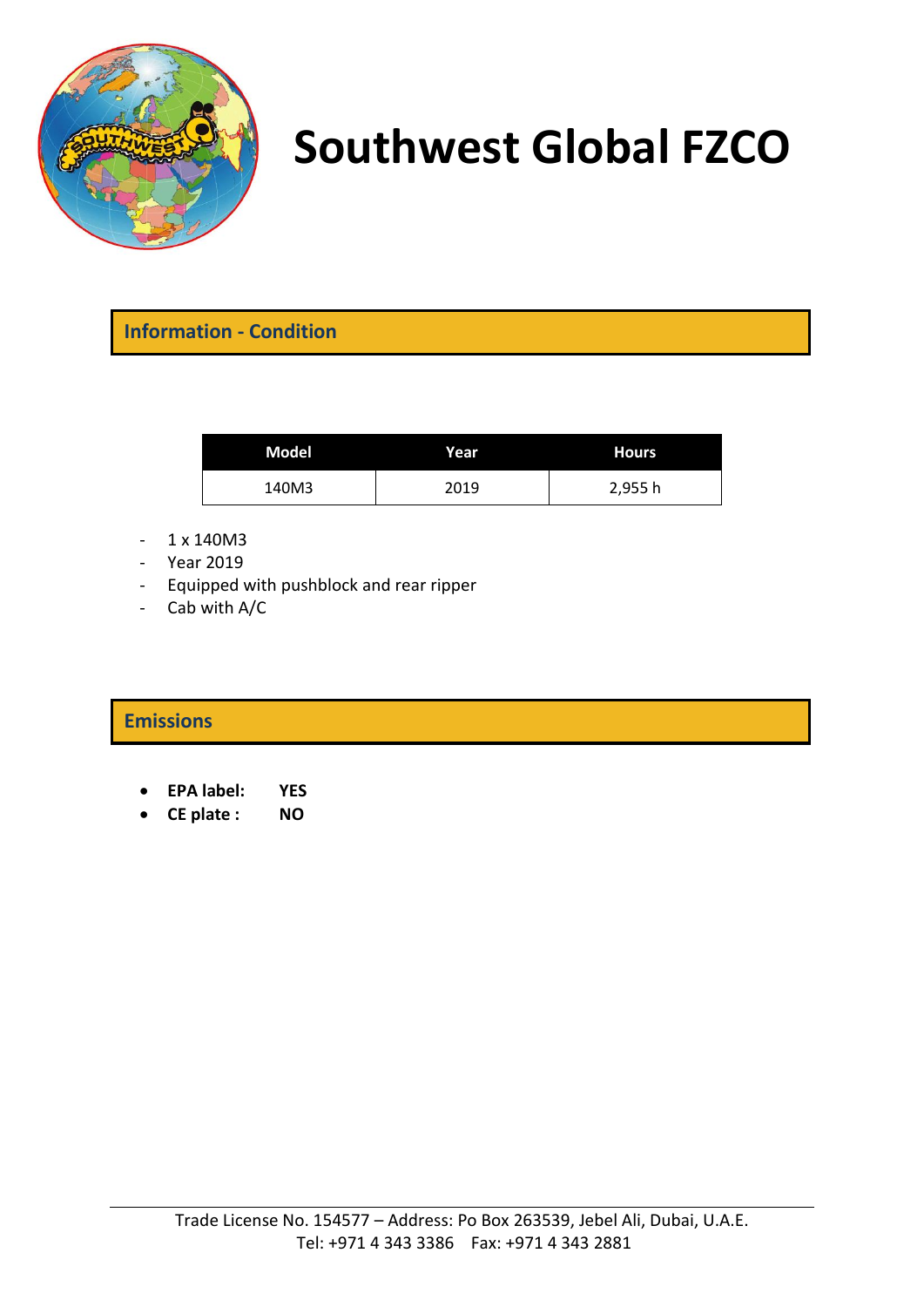# Southwest Global FZCO

## Information - Condition

| Model | Year | Hours |
|---|---|---|
| 140M3 | 2019 | 2,955 h |

- 1 x 140M3
- Year 2019
- Equipped with pushblock and rear ripper
- Cab with A/C

## Emissions

- **EPA label: YES**
- **CE plate : NO**

Trade License No. 154577 – Address: Po Box 263539, Jebel Ali, Dubai, U.A.E.
Tel: +971 4 343 3386 Fax: +971 4 343 2881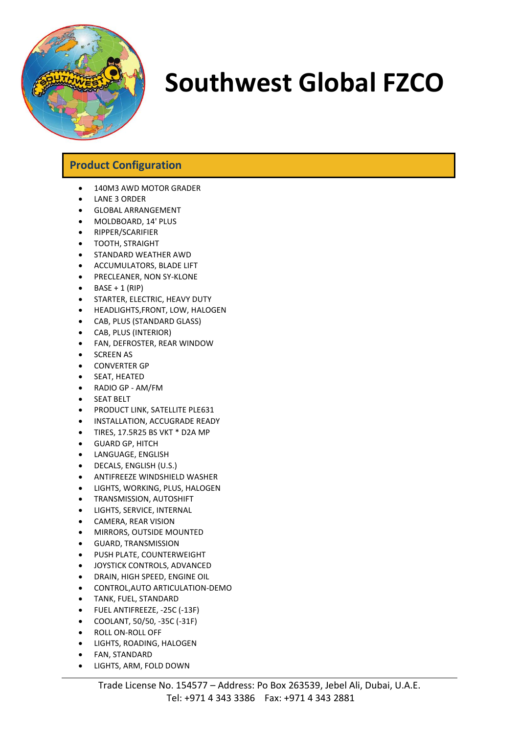# Southwest Global FZCO

## Product Configuration

- 140M3 AWD MOTOR GRADER
- LANE 3 ORDER
- GLOBAL ARRANGEMENT
- MOLDBOARD, 14' PLUS
- RIPPER/SCARIFIER
- TOOTH, STRAIGHT
- STANDARD WEATHER AWD
- ACCUMULATORS, BLADE LIFT
- PRECLEANER, NON SY-KLONE
- BASE + 1 (RIP)
- STARTER, ELECTRIC, HEAVY DUTY
- HEADLIGHTS,FRONT, LOW, HALOGEN
- CAB, PLUS (STANDARD GLASS)
- CAB, PLUS (INTERIOR)
- FAN, DEFROSTER, REAR WINDOW
- SCREEN AS
- CONVERTER GP
- SEAT, HEATED
- RADIO GP - AM/FM
- SEAT BELT
- PRODUCT LINK, SATELLITE PLE631
- INSTALLATION, ACCUGRADE READY
- TIRES, 17.5R25 BS VKT * D2A MP
- GUARD GP, HITCH
- LANGUAGE, ENGLISH
- DECALS, ENGLISH (U.S.)
- ANTIFREEZE WINDSHIELD WASHER
- LIGHTS, WORKING, PLUS, HALOGEN
- TRANSMISSION, AUTOSHIFT
- LIGHTS, SERVICE, INTERNAL
- CAMERA, REAR VISION
- MIRRORS, OUTSIDE MOUNTED
- GUARD, TRANSMISSION
- PUSH PLATE, COUNTERWEIGHT
- JOYSTICK CONTROLS, ADVANCED
- DRAIN, HIGH SPEED, ENGINE OIL
- CONTROL,AUTO ARTICULATION-DEMO
- TANK, FUEL, STANDARD
- FUEL ANTIFREEZE, -25C (-13F)
- COOLANT, 50/50, -35C (-31F)
- ROLL ON-ROLL OFF
- LIGHTS, ROADING, HALOGEN
- FAN, STANDARD
- LIGHTS, ARM, FOLD DOWN

Trade License No. 154577 – Address: Po Box 263539, Jebel Ali, Dubai, U.A.E.
Tel: +971 4 343 3386  Fax: +971 4 343 2881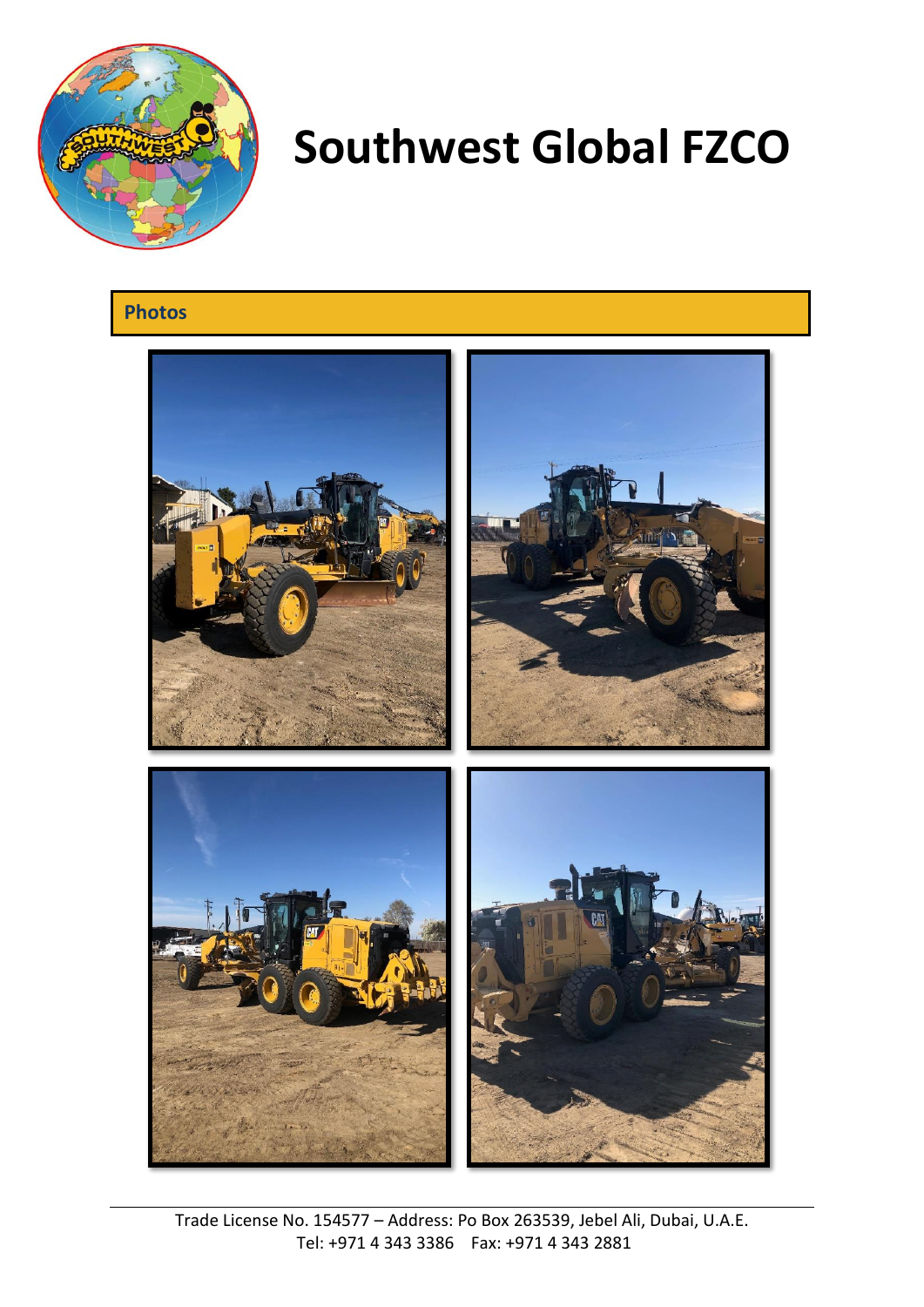# Southwest Global FZCO

## Photos

Trade License No. 154577 – Address: Po Box 263539, Jebel Ali, Dubai, U.A.E.
Tel: +971 4 343 3386 Fax: +971 4 343 2881